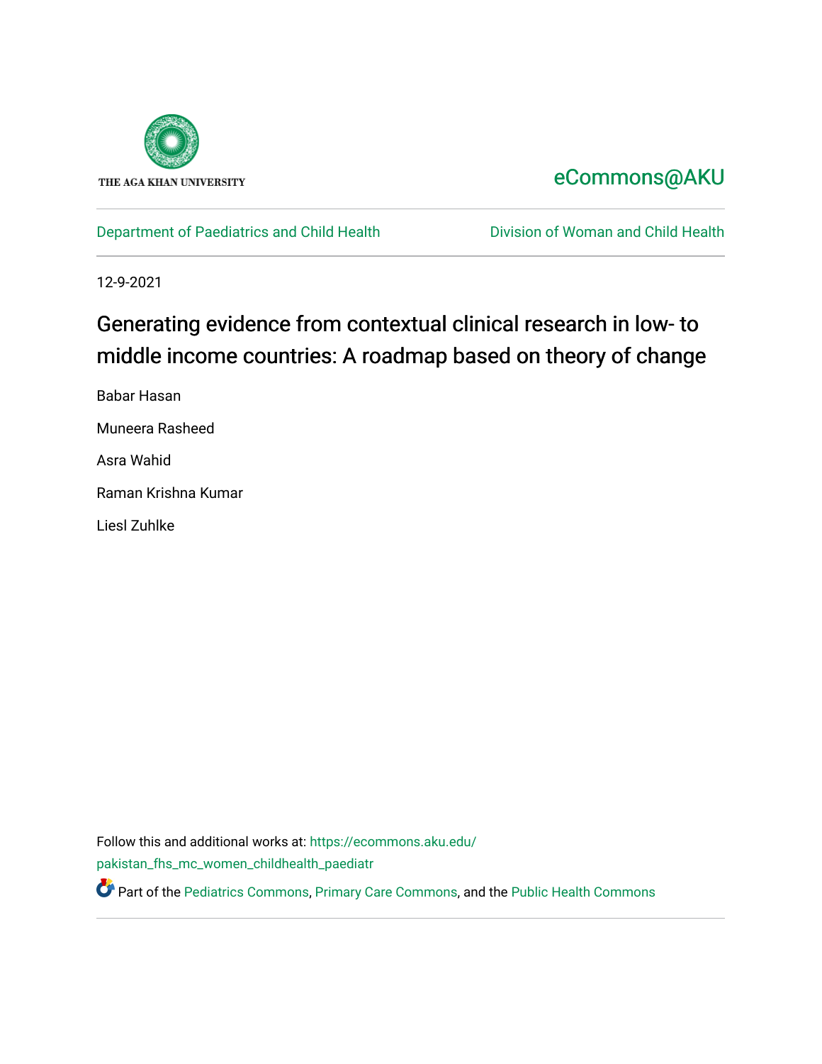THE AGA KHAN UNIVERSITY

eCommons@AKU

Department of Paediatrics and Child Health

Division of Woman and Child Health

12-9-2021

# Generating evidence from contextual clinical research in low- to middle income countries: A roadmap based on theory of change

Babar Hasan

Muneera Rasheed

Asra Wahid

Raman Krishna Kumar

Liesl Zuhlke

Follow this and additional works at: https://ecommons.aku.edu/pakistan_fhs_mc_women_childhealth_paediatr

Part of the Pediatrics Commons, Primary Care Commons, and the Public Health Commons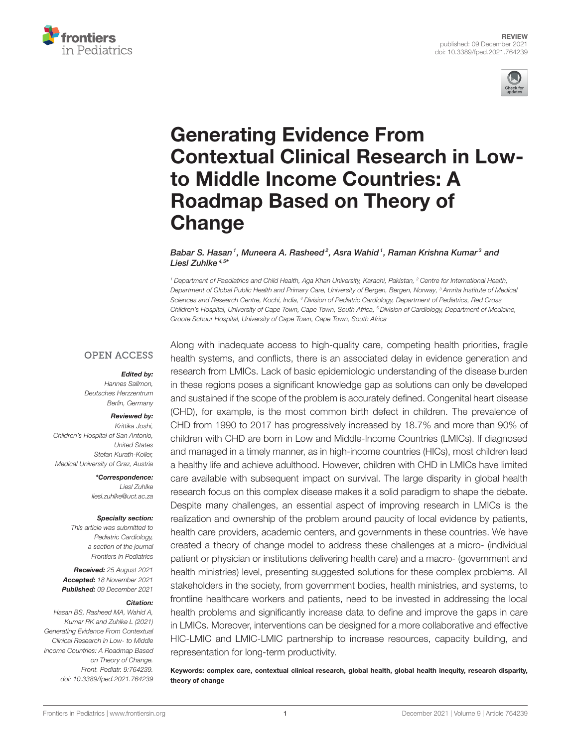# Generating Evidence From Contextual Clinical Research in Low- to Middle Income Countries: A Roadmap Based on Theory of Change

*Babar S. Hasan*[1], *Muneera A. Rasheed*[2], *Asra Wahid*[1], *Raman Krishna Kumar*[3] and *Liesl Zuhlke*[4,5*]

[1] Department of Paediatrics and Child Health, Aga Khan University, Karachi, Pakistan, [2] Centre for International Health, Department of Global Public Health and Primary Care, University of Bergen, Bergen, Norway, [3] Amrita Institute of Medical Sciences and Research Centre, Kochi, India, [4] Division of Pediatric Cardiology, Department of Pediatrics, Red Cross Children's Hospital, University of Cape Town, Cape Town, South Africa, [5] Division of Cardiology, Department of Medicine, Groote Schuur Hospital, University of Cape Town, Cape Town, South Africa

OPEN ACCESS

***Edited by:***
*Hannes Sallmon, Deutsches Herzzentrum Berlin, Germany*

***Reviewed by:***
*Krittika Joshi, Children's Hospital of San Antonio, United States*
*Stefan Kurath-Koller, Medical University of Graz, Austria*

***\*Correspondence:***
*Liesl Zuhlke*
*liesl.zuhlke@uct.ac.za*

***Specialty section:***
*This article was submitted to Pediatric Cardiology, a section of the journal Frontiers in Pediatrics*

***Received:*** *25 August 2021*
***Accepted:*** *18 November 2021*
***Published:*** *09 December 2021*

***Citation:***
*Hasan BS, Rasheed MA, Wahid A, Kumar RK and Zuhlke L (2021) Generating Evidence From Contextual Clinical Research in Low- to Middle Income Countries: A Roadmap Based on Theory of Change. Front. Pediatr. 9:764239. doi: 10.3389/fped.2021.764239*

Along with inadequate access to high-quality care, competing health priorities, fragile health systems, and conflicts, there is an associated delay in evidence generation and research from LMICs. Lack of basic epidemiologic understanding of the disease burden in these regions poses a significant knowledge gap as solutions can only be developed and sustained if the scope of the problem is accurately defined. Congenital heart disease (CHD), for example, is the most common birth defect in children. The prevalence of CHD from 1990 to 2017 has progressively increased by 18.7% and more than 90% of children with CHD are born in Low and Middle-Income Countries (LMICs). If diagnosed and managed in a timely manner, as in high-income countries (HICs), most children lead a healthy life and achieve adulthood. However, children with CHD in LMICs have limited care available with subsequent impact on survival. The large disparity in global health research focus on this complex disease makes it a solid paradigm to shape the debate. Despite many challenges, an essential aspect of improving research in LMICs is the realization and ownership of the problem around paucity of local evidence by patients, health care providers, academic centers, and governments in these countries. We have created a theory of change model to address these challenges at a micro- (individual patient or physician or institutions delivering health care) and a macro- (government and health ministries) level, presenting suggested solutions for these complex problems. All stakeholders in the society, from government bodies, health ministries, and systems, to frontline healthcare workers and patients, need to be invested in addressing the local health problems and significantly increase data to define and improve the gaps in care in LMICs. Moreover, interventions can be designed for a more collaborative and effective HIC-LMIC and LMIC-LMIC partnership to increase resources, capacity building, and representation for long-term productivity.

**Keywords: complex care, contextual clinical research, global health, global health inequity, research disparity, theory of change**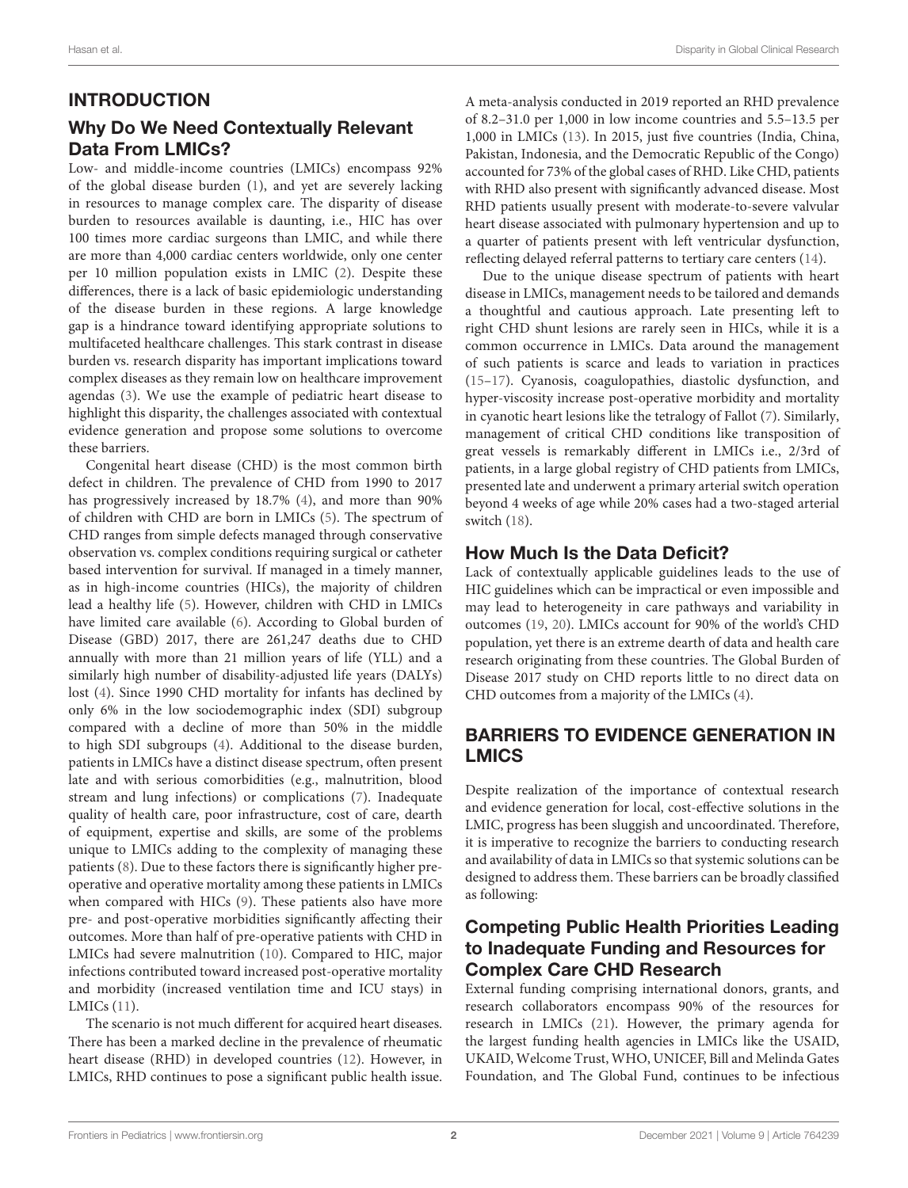## INTRODUCTION

### Why Do We Need Contextually Relevant Data From LMICs?

Low- and middle-income countries (LMICs) encompass 92% of the global disease burden (1), and yet are severely lacking in resources to manage complex care. The disparity of disease burden to resources available is daunting, i.e., HIC has over 100 times more cardiac surgeons than LMIC, and while there are more than 4,000 cardiac centers worldwide, only one center per 10 million population exists in LMIC (2). Despite these differences, there is a lack of basic epidemiologic understanding of the disease burden in these regions. A large knowledge gap is a hindrance toward identifying appropriate solutions to multifaceted healthcare challenges. This stark contrast in disease burden vs. research disparity has important implications toward complex diseases as they remain low on healthcare improvement agendas (3). We use the example of pediatric heart disease to highlight this disparity, the challenges associated with contextual evidence generation and propose some solutions to overcome these barriers.

Congenital heart disease (CHD) is the most common birth defect in children. The prevalence of CHD from 1990 to 2017 has progressively increased by 18.7% (4), and more than 90% of children with CHD are born in LMICs (5). The spectrum of CHD ranges from simple defects managed through conservative observation vs. complex conditions requiring surgical or catheter based intervention for survival. If managed in a timely manner, as in high-income countries (HICs), the majority of children lead a healthy life (5). However, children with CHD in LMICs have limited care available (6). According to Global burden of Disease (GBD) 2017, there are 261,247 deaths due to CHD annually with more than 21 million years of life (YLL) and a similarly high number of disability-adjusted life years (DALYs) lost (4). Since 1990 CHD mortality for infants has declined by only 6% in the low sociodemographic index (SDI) subgroup compared with a decline of more than 50% in the middle to high SDI subgroups (4). Additional to the disease burden, patients in LMICs have a distinct disease spectrum, often present late and with serious comorbidities (e.g., malnutrition, blood stream and lung infections) or complications (7). Inadequate quality of health care, poor infrastructure, cost of care, dearth of equipment, expertise and skills, are some of the problems unique to LMICs adding to the complexity of managing these patients (8). Due to these factors there is significantly higher pre-operative and operative mortality among these patients in LMICs when compared with HICs (9). These patients also have more pre- and post-operative morbidities significantly affecting their outcomes. More than half of pre-operative patients with CHD in LMICs had severe malnutrition (10). Compared to HIC, major infections contributed toward increased post-operative mortality and morbidity (increased ventilation time and ICU stays) in LMICs (11).

The scenario is not much different for acquired heart diseases. There has been a marked decline in the prevalence of rheumatic heart disease (RHD) in developed countries (12). However, in LMICs, RHD continues to pose a significant public health issue. A meta-analysis conducted in 2019 reported an RHD prevalence of 8.2–31.0 per 1,000 in low income countries and 5.5–13.5 per 1,000 in LMICs (13). In 2015, just five countries (India, China, Pakistan, Indonesia, and the Democratic Republic of the Congo) accounted for 73% of the global cases of RHD. Like CHD, patients with RHD also present with significantly advanced disease. Most RHD patients usually present with moderate-to-severe valvular heart disease associated with pulmonary hypertension and up to a quarter of patients present with left ventricular dysfunction, reflecting delayed referral patterns to tertiary care centers (14).

Due to the unique disease spectrum of patients with heart disease in LMICs, management needs to be tailored and demands a thoughtful and cautious approach. Late presenting left to right CHD shunt lesions are rarely seen in HICs, while it is a common occurrence in LMICs. Data around the management of such patients is scarce and leads to variation in practices (15–17). Cyanosis, coagulopathies, diastolic dysfunction, and hyper-viscosity increase post-operative morbidity and mortality in cyanotic heart lesions like the tetralogy of Fallot (7). Similarly, management of critical CHD conditions like transposition of great vessels is remarkably different in LMICs i.e., 2/3rd of patients, in a large global registry of CHD patients from LMICs, presented late and underwent a primary arterial switch operation beyond 4 weeks of age while 20% cases had a two-staged arterial switch (18).

### How Much Is the Data Deficit?

Lack of contextually applicable guidelines leads to the use of HIC guidelines which can be impractical or even impossible and may lead to heterogeneity in care pathways and variability in outcomes (19, 20). LMICs account for 90% of the world's CHD population, yet there is an extreme dearth of data and health care research originating from these countries. The Global Burden of Disease 2017 study on CHD reports little to no direct data on CHD outcomes from a majority of the LMICs (4).

## BARRIERS TO EVIDENCE GENERATION IN LMICS

Despite realization of the importance of contextual research and evidence generation for local, cost-effective solutions in the LMIC, progress has been sluggish and uncoordinated. Therefore, it is imperative to recognize the barriers to conducting research and availability of data in LMICs so that systemic solutions can be designed to address them. These barriers can be broadly classified as following:

### Competing Public Health Priorities Leading to Inadequate Funding and Resources for Complex Care CHD Research

External funding comprising international donors, grants, and research collaborators encompass 90% of the resources for research in LMICs (21). However, the primary agenda for the largest funding health agencies in LMICs like the USAID, UKAID, Welcome Trust, WHO, UNICEF, Bill and Melinda Gates Foundation, and The Global Fund, continues to be infectious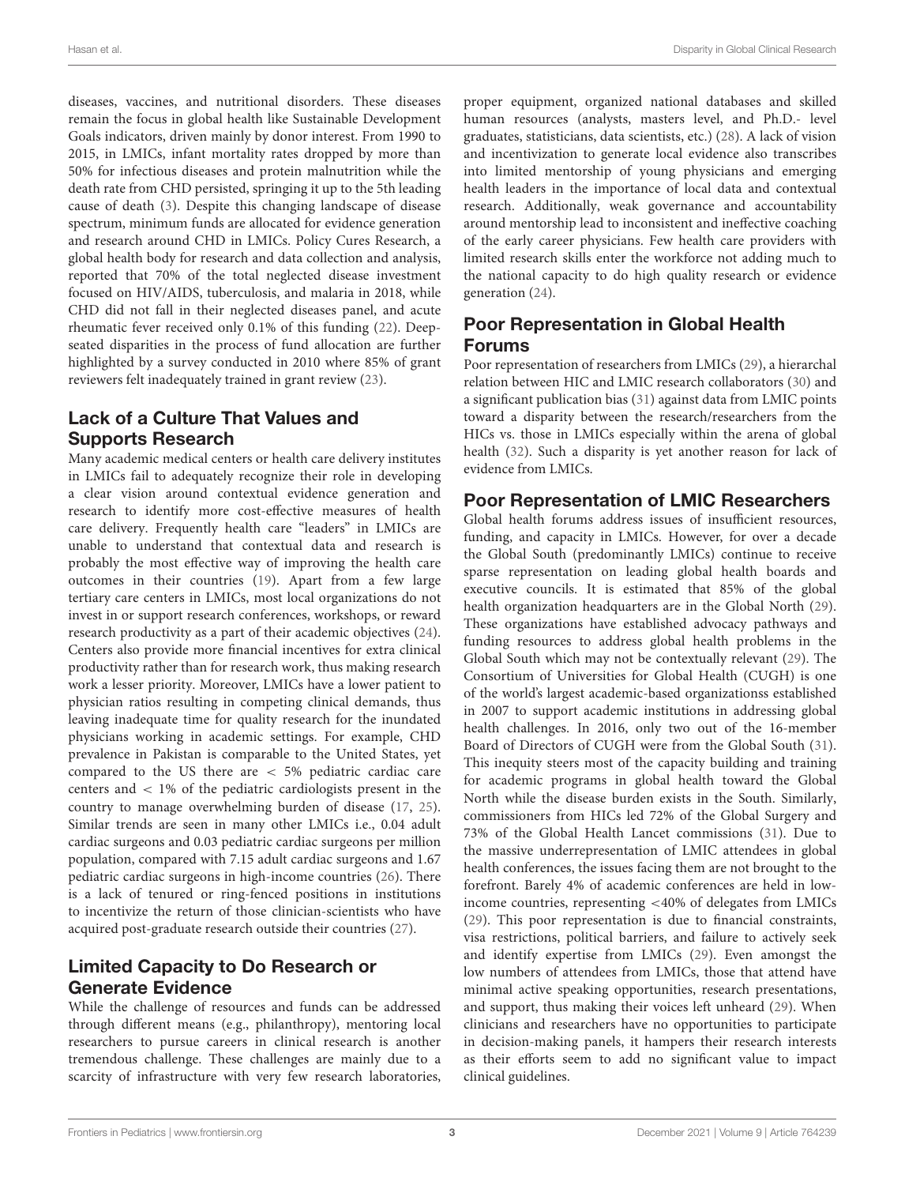diseases, vaccines, and nutritional disorders. These diseases remain the focus in global health like Sustainable Development Goals indicators, driven mainly by donor interest. From 1990 to 2015, in LMICs, infant mortality rates dropped by more than 50% for infectious diseases and protein malnutrition while the death rate from CHD persisted, springing it up to the 5th leading cause of death (3). Despite this changing landscape of disease spectrum, minimum funds are allocated for evidence generation and research around CHD in LMICs. Policy Cures Research, a global health body for research and data collection and analysis, reported that 70% of the total neglected disease investment focused on HIV/AIDS, tuberculosis, and malaria in 2018, while CHD did not fall in their neglected diseases panel, and acute rheumatic fever received only 0.1% of this funding (22). Deep-seated disparities in the process of fund allocation are further highlighted by a survey conducted in 2010 where 85% of grant reviewers felt inadequately trained in grant review (23).

## Lack of a Culture That Values and Supports Research

Many academic medical centers or health care delivery institutes in LMICs fail to adequately recognize their role in developing a clear vision around contextual evidence generation and research to identify more cost-effective measures of health care delivery. Frequently health care "leaders" in LMICs are unable to understand that contextual data and research is probably the most effective way of improving the health care outcomes in their countries (19). Apart from a few large tertiary care centers in LMICs, most local organizations do not invest in or support research conferences, workshops, or reward research productivity as a part of their academic objectives (24). Centers also provide more financial incentives for extra clinical productivity rather than for research work, thus making research work a lesser priority. Moreover, LMICs have a lower patient to physician ratios resulting in competing clinical demands, thus leaving inadequate time for quality research for the inundated physicians working in academic settings. For example, CHD prevalence in Pakistan is comparable to the United States, yet compared to the US there are < 5% pediatric cardiac care centers and < 1% of the pediatric cardiologists present in the country to manage overwhelming burden of disease (17, 25). Similar trends are seen in many other LMICs i.e., 0.04 adult cardiac surgeons and 0.03 pediatric cardiac surgeons per million population, compared with 7.15 adult cardiac surgeons and 1.67 pediatric cardiac surgeons in high-income countries (26). There is a lack of tenured or ring-fenced positions in institutions to incentivize the return of those clinician-scientists who have acquired post-graduate research outside their countries (27).

## Limited Capacity to Do Research or Generate Evidence

While the challenge of resources and funds can be addressed through different means (e.g., philanthropy), mentoring local researchers to pursue careers in clinical research is another tremendous challenge. These challenges are mainly due to a scarcity of infrastructure with very few research laboratories, proper equipment, organized national databases and skilled human resources (analysts, masters level, and Ph.D.- level graduates, statisticians, data scientists, etc.) (28). A lack of vision and incentivization to generate local evidence also transcribes into limited mentorship of young physicians and emerging health leaders in the importance of local data and contextual research. Additionally, weak governance and accountability around mentorship lead to inconsistent and ineffective coaching of the early career physicians. Few health care providers with limited research skills enter the workforce not adding much to the national capacity to do high quality research or evidence generation (24).

## Poor Representation in Global Health Forums

Poor representation of researchers from LMICs (29), a hierarchal relation between HIC and LMIC research collaborators (30) and a significant publication bias (31) against data from LMIC points toward a disparity between the research/researchers from the HICs vs. those in LMICs especially within the arena of global health (32). Such a disparity is yet another reason for lack of evidence from LMICs.

## Poor Representation of LMIC Researchers

Global health forums address issues of insufficient resources, funding, and capacity in LMICs. However, for over a decade the Global South (predominantly LMICs) continue to receive sparse representation on leading global health boards and executive councils. It is estimated that 85% of the global health organization headquarters are in the Global North (29). These organizations have established advocacy pathways and funding resources to address global health problems in the Global South which may not be contextually relevant (29). The Consortium of Universities for Global Health (CUGH) is one of the world's largest academic-based organizationss established in 2007 to support academic institutions in addressing global health challenges. In 2016, only two out of the 16-member Board of Directors of CUGH were from the Global South (31). This inequity steers most of the capacity building and training for academic programs in global health toward the Global North while the disease burden exists in the South. Similarly, commissioners from HICs led 72% of the Global Surgery and 73% of the Global Health Lancet commissions (31). Due to the massive underrepresentation of LMIC attendees in global health conferences, the issues facing them are not brought to the forefront. Barely 4% of academic conferences are held in low-income countries, representing <40% of delegates from LMICs (29). This poor representation is due to financial constraints, visa restrictions, political barriers, and failure to actively seek and identify expertise from LMICs (29). Even amongst the low numbers of attendees from LMICs, those that attend have minimal active speaking opportunities, research presentations, and support, thus making their voices left unheard (29). When clinicians and researchers have no opportunities to participate in decision-making panels, it hampers their research interests as their efforts seem to add no significant value to impact clinical guidelines.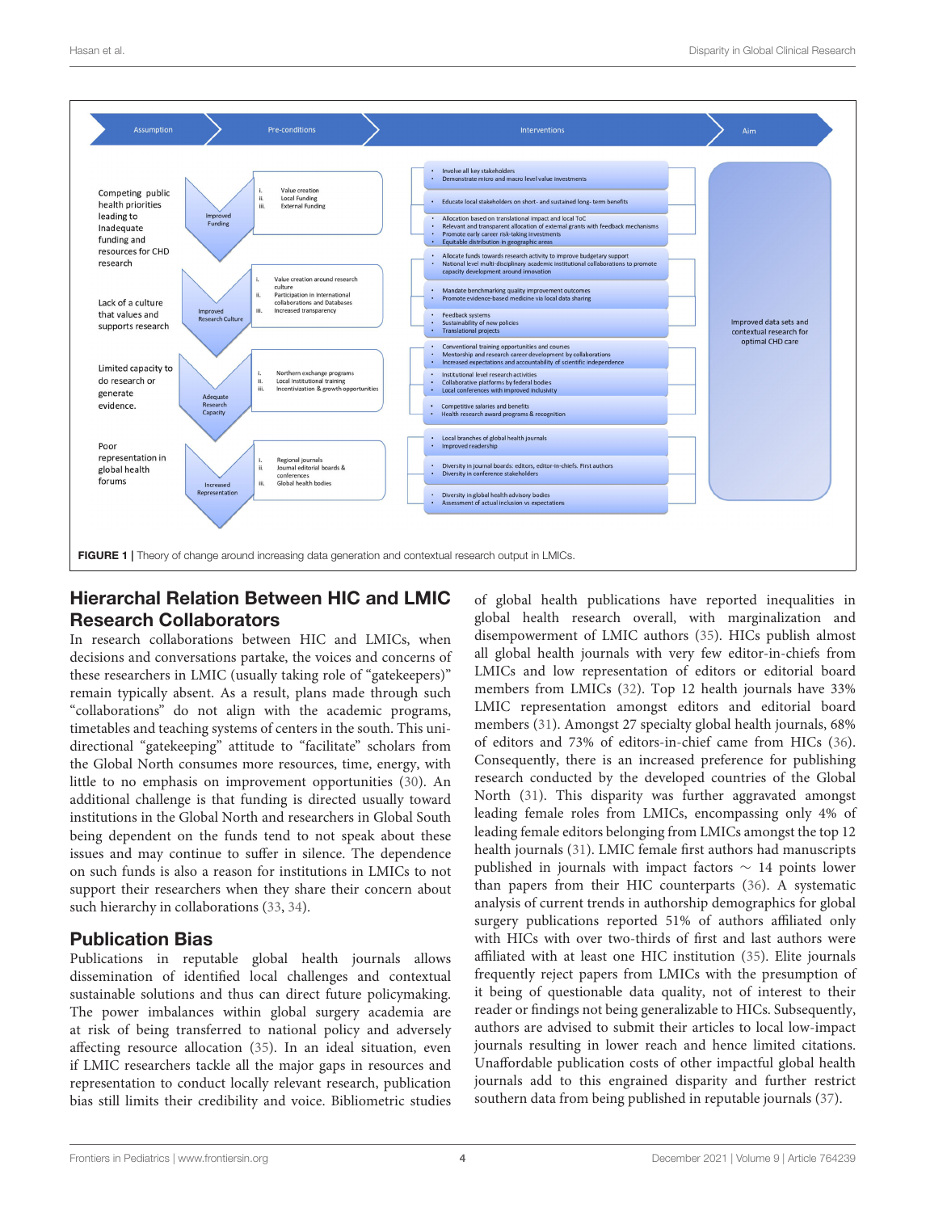| Assumption | Pre-conditions | | Interventions | Aim |
|---|---|---|---|---|
| Competing public health priorities leading to Inadequate funding and resources for CHD research | Improved Funding | i. Value creation<br>ii. Local Funding<br>iii. External Funding | • Involve all key stakeholders<br>• Demonstrate micro and macro level value investments<br>• Educate local stakeholders on short- and sustained long- term benefits<br>• Allocation based on translational impact and local ToC<br>• Relevant and transparent allocation of external grants with feedback mechanisms<br>• Promote early career risk-taking investments<br>• Equitable distribution in geographic areas | Improved data sets and contextual research for optimal CHD care |
| Lack of a culture that values and supports research | Improved Research Culture | i. Value creation around research culture<br>ii. Participation in International collaborations and Databases<br>iii. Increased transparency | • Allocate funds towards research activity to improve budgetary support<br>• National level multi-disciplinary academic institutional collaborations to promote capacity development around innovation<br>• Mandate benchmarking quality improvement outcomes<br>• Promote evidence-based medicine via local data sharing<br>• Feedback systems<br>• Sustainability of new policies<br>• Translational projects | |
| Limited capacity to do research or generate evidence. | Adequate Research Capacity | i. Northern exchange programs<br>ii. Local Institutional training<br>iii. Incentivization & growth opportunities | • Conventional training opportunities and courses<br>• Mentorship and research career development by collaborations<br>• Increased expectations and accountability of scientific independence<br>• Institutional level research activities<br>• Collaborative platforms by federal bodies<br>• Local conferences with improved inclusivity<br>• Competitive salaries and benefits<br>• Health research award programs & recognition | |
| Poor representation in global health forums | Increased Representation | i. Regional journals<br>ii. Journal editorial boards & conferences<br>iii. Global health bodies | • Local branches of global health journals<br>• Improved readership<br>• Diversity in journal boards: editors, editor-in-chiefs. First authors<br>• Diversity in conference stakeholders<br>• Diversity in global health advisory bodies<br>• Assessment of actual inclusion vs expectations | |

**FIGURE 1** | Theory of change around increasing data generation and contextual research output in LMICs.

## Hierarchal Relation Between HIC and LMIC Research Collaborators

In research collaborations between HIC and LMICs, when decisions and conversations partake, the voices and concerns of these researchers in LMIC (usually taking role of "gatekeepers") remain typically absent. As a result, plans made through such "collaborations" do not align with the academic programs, timetables and teaching systems of centers in the south. This unidirectional "gatekeeping" attitude to "facilitate" scholars from the Global North consumes more resources, time, energy, with little to no emphasis on improvement opportunities (30). An additional challenge is that funding is directed usually toward institutions in the Global North and researchers in Global South being dependent on the funds tend to not speak about these issues and may continue to suffer in silence. The dependence on such funds is also a reason for institutions in LMICs to not support their researchers when they share their concern about such hierarchy in collaborations (33, 34).

## Publication Bias

Publications in reputable global health journals allows dissemination of identified local challenges and contextual sustainable solutions and thus can direct future policymaking. The power imbalances within global surgery academia are at risk of being transferred to national policy and adversely affecting resource allocation (35). In an ideal situation, even if LMIC researchers tackle all the major gaps in resources and representation to conduct locally relevant research, publication bias still limits their credibility and voice. Bibliometric studies of global health publications have reported inequalities in global health research overall, with marginalization and disempowerment of LMIC authors (35). HICs publish almost all global health journals with very few editor-in-chiefs from LMICs and low representation of editors or editorial board members from LMICs (32). Top 12 health journals have 33% LMIC representation amongst editors and editorial board members (31). Amongst 27 specialty global health journals, 68% of editors and 73% of editors-in-chief came from HICs (36). Consequently, there is an increased preference for publishing research conducted by the developed countries of the Global North (31). This disparity was further aggravated amongst leading female roles from LMICs, encompassing only 4% of leading female editors belonging from LMICs amongst the top 12 health journals (31). LMIC female first authors had manuscripts published in journals with impact factors ~ 14 points lower than papers from their HIC counterparts (36). A systematic analysis of current trends in authorship demographics for global surgery publications reported 51% of authors affiliated only with HICs with over two-thirds of first and last authors were affiliated with at least one HIC institution (35). Elite journals frequently reject papers from LMICs with the presumption of it being of questionable data quality, not of interest to their reader or findings not being generalizable to HICs. Subsequently, authors are advised to submit their articles to local low-impact journals resulting in lower reach and hence limited citations. Unaffordable publication costs of other impactful global health journals add to this engrained disparity and further restrict southern data from being published in reputable journals (37).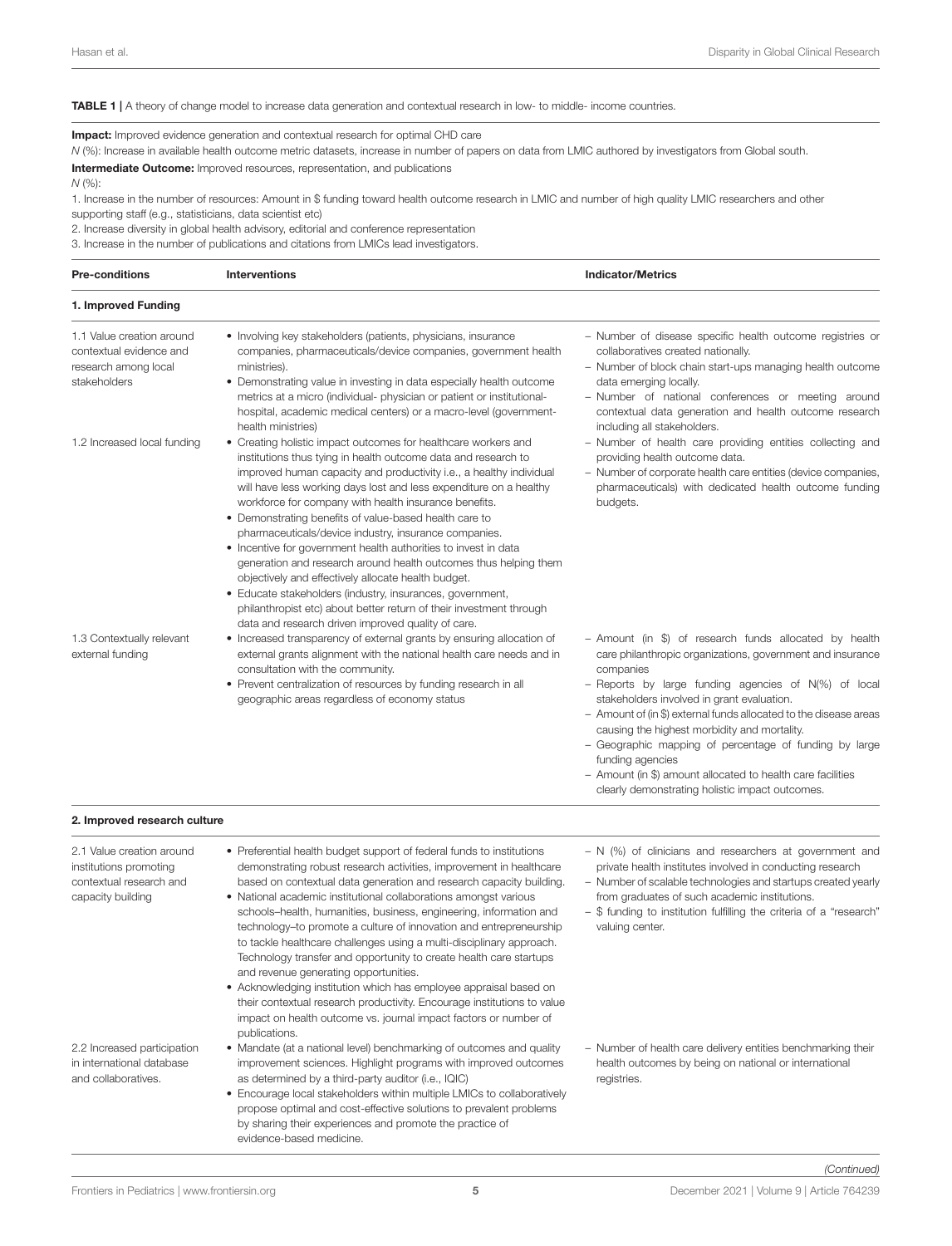**TABLE 1 |** A theory of change model to increase data generation and contextual research in low- to middle- income countries.

**Impact:** Improved evidence generation and contextual research for optimal CHD care

*N* (%): Increase in available health outcome metric datasets, increase in number of papers on data from LMIC authored by investigators from Global south.

**Intermediate Outcome:** Improved resources, representation, and publications

*N* (%):

1. Increase in the number of resources: Amount in $ funding toward health outcome research in LMIC and number of high quality LMIC researchers and other supporting staff (e.g., statisticians, data scientist etc)
2. Increase diversity in global health advisory, editorial and conference representation
3. Increase in the number of publications and citations from LMICs lead investigators.

| Pre-conditions | Interventions | Indicator/Metrics |
|---|---|---|
| **1. Improved Funding** | | |
| 1.1 Value creation around contextual evidence and research among local stakeholders | • Involving key stakeholders (patients, physicians, insurance companies, pharmaceuticals/device companies, government health ministries).<br>• Demonstrating value in investing in data especially health outcome metrics at a micro (individual- physician or patient or institutional- hospital, academic medical centers) or a macro-level (government- health ministries) | – Number of disease specific health outcome registries or collaboratives created nationally.<br>– Number of block chain start-ups managing health outcome data emerging locally.<br>– Number of national conferences or meeting around contextual data generation and health outcome research including all stakeholders. |
| 1.2 Increased local funding | • Creating holistic impact outcomes for healthcare workers and institutions thus tying in health outcome data and research to improved human capacity and productivity i.e., a healthy individual will have less working days lost and less expenditure on a healthy workforce for company with health insurance benefits.<br>• Demonstrating benefits of value-based health care to pharmaceuticals/device industry, insurance companies.<br>• Incentive for government health authorities to invest in data generation and research around health outcomes thus helping them objectively and effectively allocate health budget.<br>• Educate stakeholders (industry, insurances, government, philanthropist etc) about better return of their investment through data and research driven improved quality of care. | – Number of health care providing entities collecting and providing health outcome data.<br>– Number of corporate health care entities (device companies, pharmaceuticals) with dedicated health outcome funding budgets. |
| 1.3 Contextually relevant external funding | • Increased transparency of external grants by ensuring allocation of external grants alignment with the national health care needs and in consultation with the community.<br>• Prevent centralization of resources by funding research in all geographic areas regardless of economy status | – Amount (in $) of research funds allocated by health care philanthropic organizations, government and insurance companies<br>– Reports by large funding agencies of N(%) of local stakeholders involved in grant evaluation.<br>– Amount of (in $) external funds allocated to the disease areas causing the highest morbidity and mortality.<br>– Geographic mapping of percentage of funding by large funding agencies<br>– Amount (in $) amount allocated to health care facilities clearly demonstrating holistic impact outcomes. |
| **2. Improved research culture** | | |
| 2.1 Value creation around institutions promoting contextual research and capacity building | • Preferential health budget support of federal funds to institutions demonstrating robust research activities, improvement in healthcare based on contextual data generation and research capacity building.<br>• National academic institutional collaborations amongst various schools–health, humanities, business, engineering, information and technology–to promote a culture of innovation and entrepreneurship to tackle healthcare challenges using a multi-disciplinary approach. Technology transfer and opportunity to create health care startups and revenue generating opportunities.<br>• Acknowledging institution which has employee appraisal based on their contextual research productivity. Encourage institutions to value impact on health outcome vs. journal impact factors or number of publications. | – N (%) of clinicians and researchers at government and private health institutes involved in conducting research<br>– Number of scalable technologies and startups created yearly from graduates of such academic institutions.<br>– $ funding to institution fulfilling the criteria of a "research" valuing center. |
| 2.2 Increased participation in international database and collaboratives. | • Mandate (at a national level) benchmarking of outcomes and quality improvement sciences. Highlight programs with improved outcomes as determined by a third-party auditor (i.e., IQIC)<br>• Encourage local stakeholders within multiple LMICs to collaboratively propose optimal and cost-effective solutions to prevalent problems by sharing their experiences and promote the practice of evidence-based medicine. | – Number of health care delivery entities benchmarking their health outcomes by being on national or international registries. |

*(Continued)*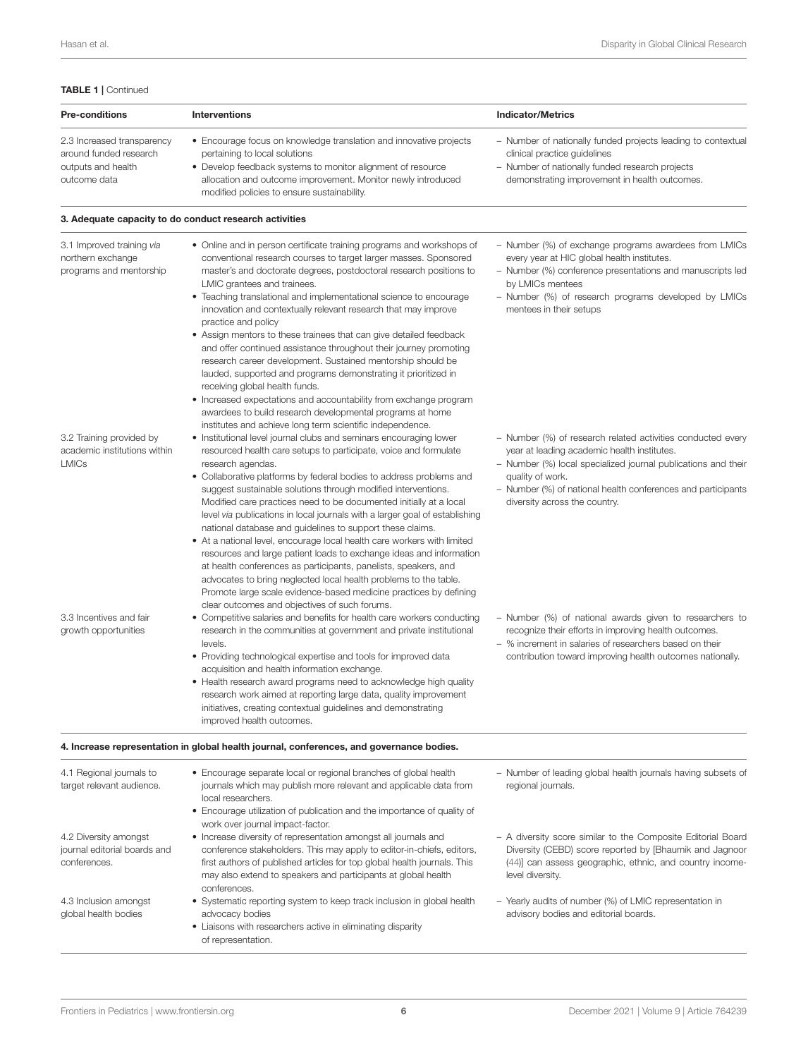**TABLE 1 |** Continued

| Pre-conditions | Interventions | Indicator/Metrics |
|---|---|---|
| 2.3 Increased transparency around funded research outputs and health outcome data | • Encourage focus on knowledge translation and innovative projects pertaining to local solutions<br>• Develop feedback systems to monitor alignment of resource allocation and outcome improvement. Monitor newly introduced modified policies to ensure sustainability. | – Number of nationally funded projects leading to contextual clinical practice guidelines<br>– Number of nationally funded research projects demonstrating improvement in health outcomes. |
| **3. Adequate capacity to do conduct research activities** | | |
| 3.1 Improved training *via* northern exchange programs and mentorship | • Online and in person certificate training programs and workshops of conventional research courses to target larger masses. Sponsored master's and doctorate degrees, postdoctoral research positions to LMIC grantees and trainees.<br>• Teaching translational and implementational science to encourage innovation and contextually relevant research that may improve practice and policy<br>• Assign mentors to these trainees that can give detailed feedback and offer continued assistance throughout their journey promoting research career development. Sustained mentorship should be lauded, supported and programs demonstrating it prioritized in receiving global health funds.<br>• Increased expectations and accountability from exchange program awardees to build research developmental programs at home institutes and achieve long term scientific independence. | – Number (%) of exchange programs awardees from LMICs every year at HIC global health institutes.<br>– Number (%) conference presentations and manuscripts led by LMICs mentees<br>– Number (%) of research programs developed by LMICs mentees in their setups |
| 3.2 Training provided by academic institutions within LMICs | • Institutional level journal clubs and seminars encouraging lower resourced health care setups to participate, voice and formulate research agendas.<br>• Collaborative platforms by federal bodies to address problems and suggest sustainable solutions through modified interventions. Modified care practices need to be documented initially at a local level *via* publications in local journals with a larger goal of establishing national database and guidelines to support these claims.<br>• At a national level, encourage local health care workers with limited resources and large patient loads to exchange ideas and information at health conferences as participants, panelists, speakers, and advocates to bring neglected local health problems to the table. Promote large scale evidence-based medicine practices by defining clear outcomes and objectives of such forums. | – Number (%) of research related activities conducted every year at leading academic health institutes.<br>– Number (%) local specialized journal publications and their quality of work.<br>– Number (%) of national health conferences and participants diversity across the country. |
| 3.3 Incentives and fair growth opportunities | • Competitive salaries and benefits for health care workers conducting research in the communities at government and private institutional levels.<br>• Providing technological expertise and tools for improved data acquisition and health information exchange.<br>• Health research award programs need to acknowledge high quality research work aimed at reporting large data, quality improvement initiatives, creating contextual guidelines and demonstrating improved health outcomes. | – Number (%) of national awards given to researchers to recognize their efforts in improving health outcomes.<br>– % increment in salaries of researchers based on their contribution toward improving health outcomes nationally. |
| **4. Increase representation in global health journal, conferences, and governance bodies.** | | |
| 4.1 Regional journals to target relevant audience. | • Encourage separate local or regional branches of global health journals which may publish more relevant and applicable data from local researchers.<br>• Encourage utilization of publication and the importance of quality of work over journal impact-factor. | – Number of leading global health journals having subsets of regional journals. |
| 4.2 Diversity amongst journal editorial boards and conferences. | • Increase diversity of representation amongst all journals and conference stakeholders. This may apply to editor-in-chiefs, editors, first authors of published articles for top global health journals. This may also extend to speakers and participants at global health conferences. | – A diversity score similar to the Composite Editorial Board Diversity (CEBD) score reported by [Bhaumik and Jagnoor (44)] can assess geographic, ethnic, and country income-level diversity. |
| 4.3 Inclusion amongst global health bodies | • Systematic reporting system to keep track inclusion in global health advocacy bodies<br>• Liaisons with researchers active in eliminating disparity of representation. | – Yearly audits of number (%) of LMIC representation in advisory bodies and editorial boards. |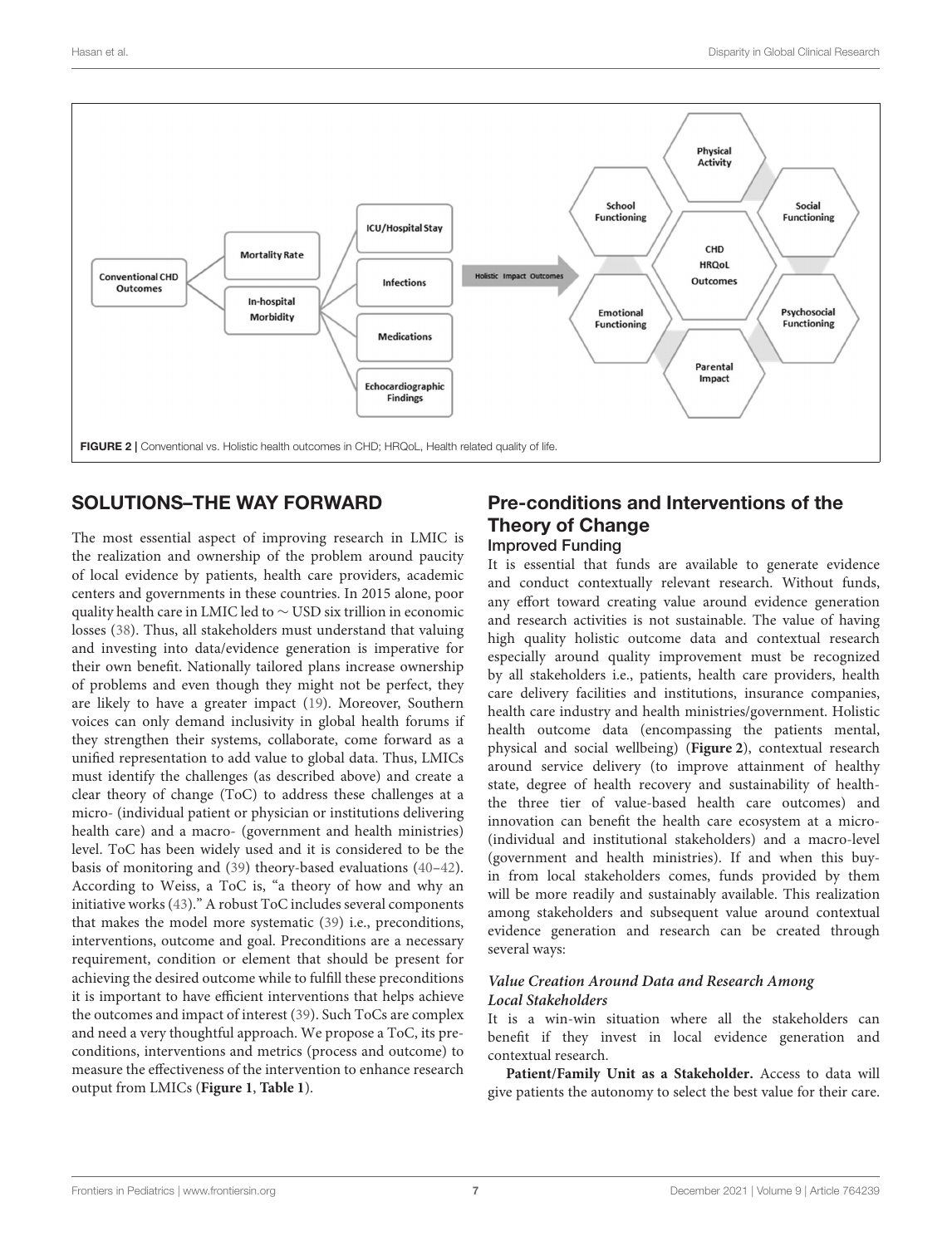FIGURE 2 | Conventional vs. Holistic health outcomes in CHD; HRQoL, Health related quality of life.

## SOLUTIONS–THE WAY FORWARD

The most essential aspect of improving research in LMIC is the realization and ownership of the problem around paucity of local evidence by patients, health care providers, academic centers and governments in these countries. In 2015 alone, poor quality health care in LMIC led to ∼ USD six trillion in economic losses (38). Thus, all stakeholders must understand that valuing and investing into data/evidence generation is imperative for their own benefit. Nationally tailored plans increase ownership of problems and even though they might not be perfect, they are likely to have a greater impact (19). Moreover, Southern voices can only demand inclusivity in global health forums if they strengthen their systems, collaborate, come forward as a unified representation to add value to global data. Thus, LMICs must identify the challenges (as described above) and create a clear theory of change (ToC) to address these challenges at a micro- (individual patient or physician or institutions delivering health care) and a macro- (government and health ministries) level. ToC has been widely used and it is considered to be the basis of monitoring and (39) theory-based evaluations (40–42). According to Weiss, a ToC is, "a theory of how and why an initiative works (43)." A robust ToC includes several components that makes the model more systematic (39) i.e., preconditions, interventions, outcome and goal. Preconditions are a necessary requirement, condition or element that should be present for achieving the desired outcome while to fulfill these preconditions it is important to have efficient interventions that helps achieve the outcomes and impact of interest (39). Such ToCs are complex and need a very thoughtful approach. We propose a ToC, its pre-conditions, interventions and metrics (process and outcome) to measure the effectiveness of the intervention to enhance research output from LMICs (**Figure 1**, **Table 1**).

## Pre-conditions and Interventions of the Theory of Change

### Improved Funding

It is essential that funds are available to generate evidence and conduct contextually relevant research. Without funds, any effort toward creating value around evidence generation and research activities is not sustainable. The value of having high quality holistic outcome data and contextual research especially around quality improvement must be recognized by all stakeholders i.e., patients, health care providers, health care delivery facilities and institutions, insurance companies, health care industry and health ministries/government. Holistic health outcome data (encompassing the patients mental, physical and social wellbeing) (**Figure 2**), contextual research around service delivery (to improve attainment of healthy state, degree of health recovery and sustainability of health-the three tier of value-based health care outcomes) and innovation can benefit the health care ecosystem at a micro- (individual and institutional stakeholders) and a macro-level (government and health ministries). If and when this buy-in from local stakeholders comes, funds provided by them will be more readily and sustainably available. This realization among stakeholders and subsequent value around contextual evidence generation and research can be created through several ways:

#### *Value Creation Around Data and Research Among Local Stakeholders*

It is a win-win situation where all the stakeholders can benefit if they invest in local evidence generation and contextual research.

**Patient/Family Unit as a Stakeholder.** Access to data will give patients the autonomy to select the best value for their care.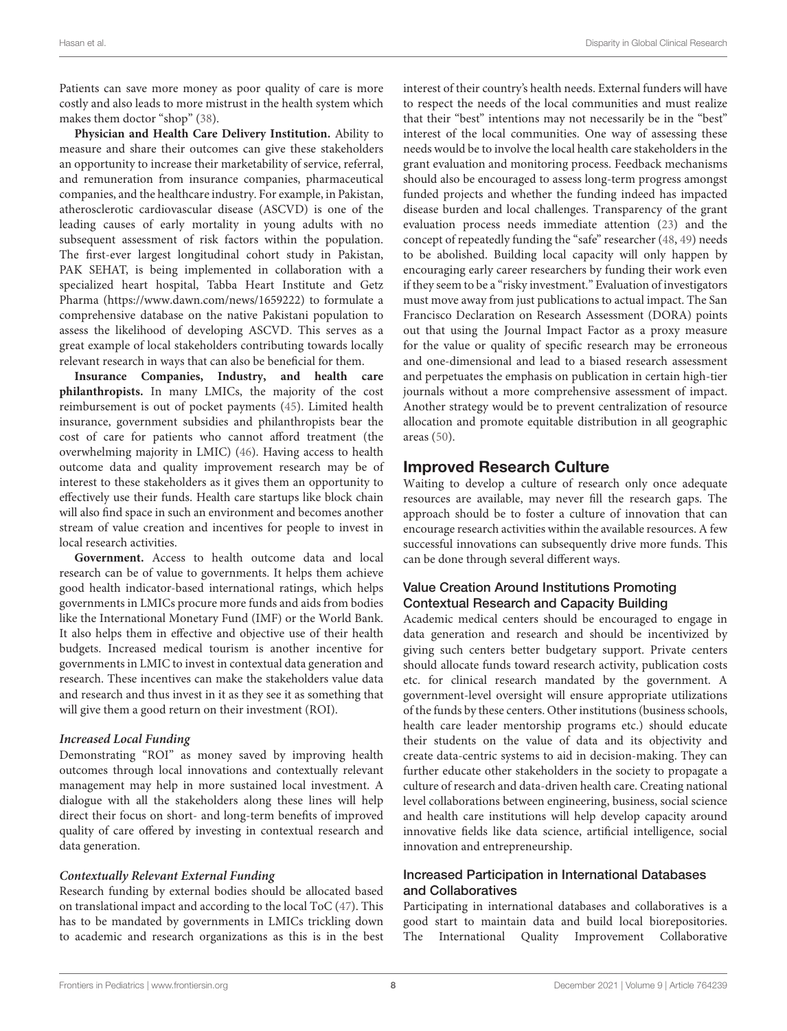Patients can save more money as poor quality of care is more costly and also leads to more mistrust in the health system which makes them doctor "shop" (38).

**Physician and Health Care Delivery Institution.** Ability to measure and share their outcomes can give these stakeholders an opportunity to increase their marketability of service, referral, and remuneration from insurance companies, pharmaceutical companies, and the healthcare industry. For example, in Pakistan, atherosclerotic cardiovascular disease (ASCVD) is one of the leading causes of early mortality in young adults with no subsequent assessment of risk factors within the population. The first-ever largest longitudinal cohort study in Pakistan, PAK SEHAT, is being implemented in collaboration with a specialized heart hospital, Tabba Heart Institute and Getz Pharma (https://www.dawn.com/news/1659222) to formulate a comprehensive database on the native Pakistani population to assess the likelihood of developing ASCVD. This serves as a great example of local stakeholders contributing towards locally relevant research in ways that can also be beneficial for them.

**Insurance Companies, Industry, and health care philanthropists.** In many LMICs, the majority of the cost reimbursement is out of pocket payments (45). Limited health insurance, government subsidies and philanthropists bear the cost of care for patients who cannot afford treatment (the overwhelming majority in LMIC) (46). Having access to health outcome data and quality improvement research may be of interest to these stakeholders as it gives them an opportunity to effectively use their funds. Health care startups like block chain will also find space in such an environment and becomes another stream of value creation and incentives for people to invest in local research activities.

**Government.** Access to health outcome data and local research can be of value to governments. It helps them achieve good health indicator-based international ratings, which helps governments in LMICs procure more funds and aids from bodies like the International Monetary Fund (IMF) or the World Bank. It also helps them in effective and objective use of their health budgets. Increased medical tourism is another incentive for governments in LMIC to invest in contextual data generation and research. These incentives can make the stakeholders value data and research and thus invest in it as they see it as something that will give them a good return on their investment (ROI).

#### *Increased Local Funding*

Demonstrating "ROI" as money saved by improving health outcomes through local innovations and contextually relevant management may help in more sustained local investment. A dialogue with all the stakeholders along these lines will help direct their focus on short- and long-term benefits of improved quality of care offered by investing in contextual research and data generation.

#### *Contextually Relevant External Funding*

Research funding by external bodies should be allocated based on translational impact and according to the local ToC (47). This has to be mandated by governments in LMICs trickling down to academic and research organizations as this is in the best interest of their country's health needs. External funders will have to respect the needs of the local communities and must realize that their "best" intentions may not necessarily be in the "best" interest of the local communities. One way of assessing these needs would be to involve the local health care stakeholders in the grant evaluation and monitoring process. Feedback mechanisms should also be encouraged to assess long-term progress amongst funded projects and whether the funding indeed has impacted disease burden and local challenges. Transparency of the grant evaluation process needs immediate attention (23) and the concept of repeatedly funding the "safe" researcher (48, 49) needs to be abolished. Building local capacity will only happen by encouraging early career researchers by funding their work even if they seem to be a "risky investment." Evaluation of investigators must move away from just publications to actual impact. The San Francisco Declaration on Research Assessment (DORA) points out that using the Journal Impact Factor as a proxy measure for the value or quality of specific research may be erroneous and one-dimensional and lead to a biased research assessment and perpetuates the emphasis on publication in certain high-tier journals without a more comprehensive assessment of impact. Another strategy would be to prevent centralization of resource allocation and promote equitable distribution in all geographic areas (50).

## Improved Research Culture

Waiting to develop a culture of research only once adequate resources are available, may never fill the research gaps. The approach should be to foster a culture of innovation that can encourage research activities within the available resources. A few successful innovations can subsequently drive more funds. This can be done through several different ways.

### Value Creation Around Institutions Promoting Contextual Research and Capacity Building

Academic medical centers should be encouraged to engage in data generation and research and should be incentivized by giving such centers better budgetary support. Private centers should allocate funds toward research activity, publication costs etc. for clinical research mandated by the government. A government-level oversight will ensure appropriate utilizations of the funds by these centers. Other institutions (business schools, health care leader mentorship programs etc.) should educate their students on the value of data and its objectivity and create data-centric systems to aid in decision-making. They can further educate other stakeholders in the society to propagate a culture of research and data-driven health care. Creating national level collaborations between engineering, business, social science and health care institutions will help develop capacity around innovative fields like data science, artificial intelligence, social innovation and entrepreneurship.

### Increased Participation in International Databases and Collaboratives

Participating in international databases and collaboratives is a good start to maintain data and build local biorepositories. The International Quality Improvement Collaborative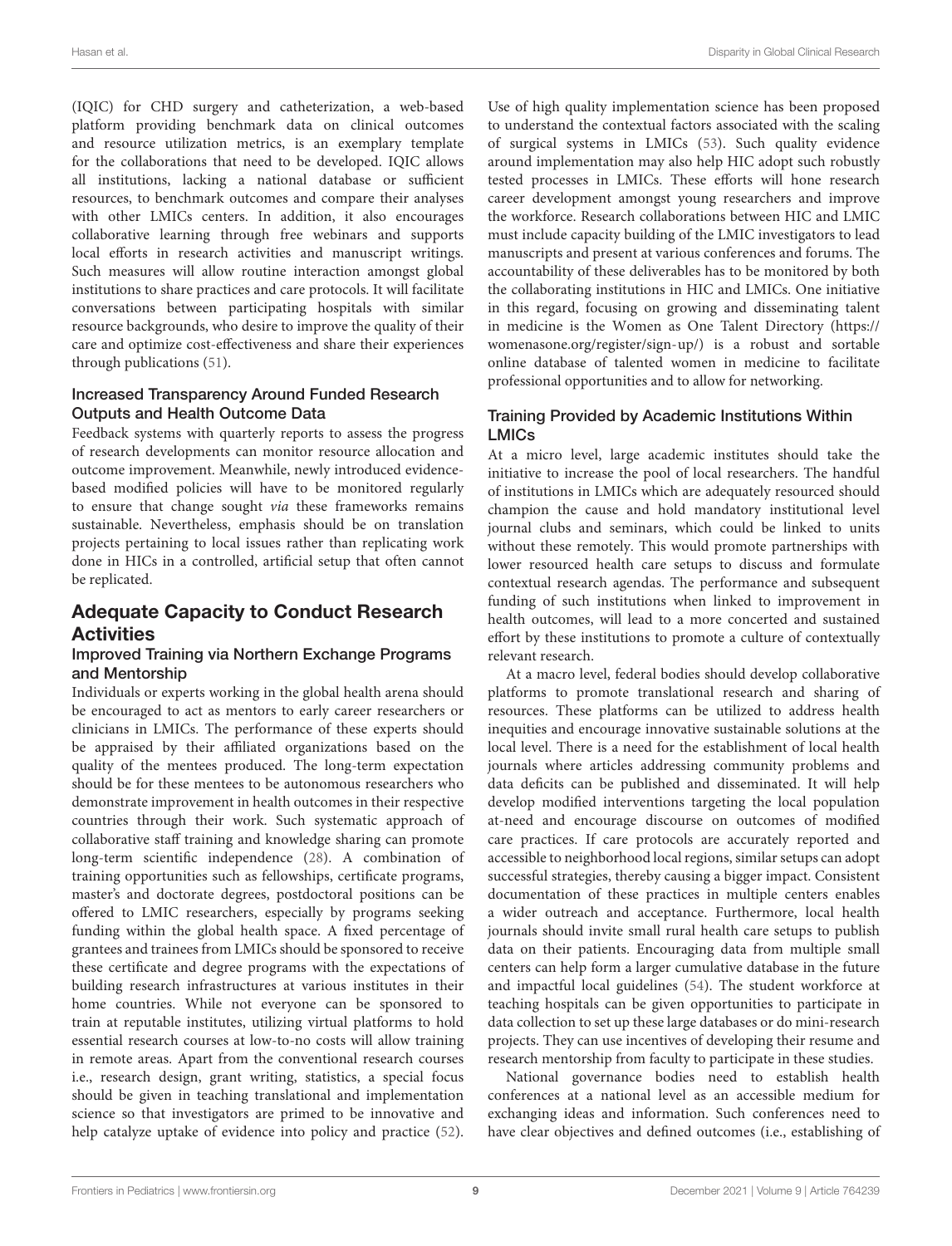(IQIC) for CHD surgery and catheterization, a web-based platform providing benchmark data on clinical outcomes and resource utilization metrics, is an exemplary template for the collaborations that need to be developed. IQIC allows all institutions, lacking a national database or sufficient resources, to benchmark outcomes and compare their analyses with other LMICs centers. In addition, it also encourages collaborative learning through free webinars and supports local efforts in research activities and manuscript writings. Such measures will allow routine interaction amongst global institutions to share practices and care protocols. It will facilitate conversations between participating hospitals with similar resource backgrounds, who desire to improve the quality of their care and optimize cost-effectiveness and share their experiences through publications (51).

### Increased Transparency Around Funded Research Outputs and Health Outcome Data

Feedback systems with quarterly reports to assess the progress of research developments can monitor resource allocation and outcome improvement. Meanwhile, newly introduced evidence-based modified policies will have to be monitored regularly to ensure that change sought *via* these frameworks remains sustainable. Nevertheless, emphasis should be on translation projects pertaining to local issues rather than replicating work done in HICs in a controlled, artificial setup that often cannot be replicated.

## Adequate Capacity to Conduct Research Activities

### Improved Training via Northern Exchange Programs and Mentorship

Individuals or experts working in the global health arena should be encouraged to act as mentors to early career researchers or clinicians in LMICs. The performance of these experts should be appraised by their affiliated organizations based on the quality of the mentees produced. The long-term expectation should be for these mentees to be autonomous researchers who demonstrate improvement in health outcomes in their respective countries through their work. Such systematic approach of collaborative staff training and knowledge sharing can promote long-term scientific independence (28). A combination of training opportunities such as fellowships, certificate programs, master's and doctorate degrees, postdoctoral positions can be offered to LMIC researchers, especially by programs seeking funding within the global health space. A fixed percentage of grantees and trainees from LMICs should be sponsored to receive these certificate and degree programs with the expectations of building research infrastructures at various institutes in their home countries. While not everyone can be sponsored to train at reputable institutes, utilizing virtual platforms to hold essential research courses at low-to-no costs will allow training in remote areas. Apart from the conventional research courses i.e., research design, grant writing, statistics, a special focus should be given in teaching translational and implementation science so that investigators are primed to be innovative and help catalyze uptake of evidence into policy and practice (52). Use of high quality implementation science has been proposed to understand the contextual factors associated with the scaling of surgical systems in LMICs (53). Such quality evidence around implementation may also help HIC adopt such robustly tested processes in LMICs. These efforts will hone research career development amongst young researchers and improve the workforce. Research collaborations between HIC and LMIC must include capacity building of the LMIC investigators to lead manuscripts and present at various conferences and forums. The accountability of these deliverables has to be monitored by both the collaborating institutions in HIC and LMICs. One initiative in this regard, focusing on growing and disseminating talent in medicine is the Women as One Talent Directory (https://womenasone.org/register/sign-up/) is a robust and sortable online database of talented women in medicine to facilitate professional opportunities and to allow for networking.

### Training Provided by Academic Institutions Within LMICs

At a micro level, large academic institutes should take the initiative to increase the pool of local researchers. The handful of institutions in LMICs which are adequately resourced should champion the cause and hold mandatory institutional level journal clubs and seminars, which could be linked to units without these remotely. This would promote partnerships with lower resourced health care setups to discuss and formulate contextual research agendas. The performance and subsequent funding of such institutions when linked to improvement in health outcomes, will lead to a more concerted and sustained effort by these institutions to promote a culture of contextually relevant research.

At a macro level, federal bodies should develop collaborative platforms to promote translational research and sharing of resources. These platforms can be utilized to address health inequities and encourage innovative sustainable solutions at the local level. There is a need for the establishment of local health journals where articles addressing community problems and data deficits can be published and disseminated. It will help develop modified interventions targeting the local population at-need and encourage discourse on outcomes of modified care practices. If care protocols are accurately reported and accessible to neighborhood local regions, similar setups can adopt successful strategies, thereby causing a bigger impact. Consistent documentation of these practices in multiple centers enables a wider outreach and acceptance. Furthermore, local health journals should invite small rural health care setups to publish data on their patients. Encouraging data from multiple small centers can help form a larger cumulative database in the future and impactful local guidelines (54). The student workforce at teaching hospitals can be given opportunities to participate in data collection to set up these large databases or do mini-research projects. They can use incentives of developing their resume and research mentorship from faculty to participate in these studies.

National governance bodies need to establish health conferences at a national level as an accessible medium for exchanging ideas and information. Such conferences need to have clear objectives and defined outcomes (i.e., establishing of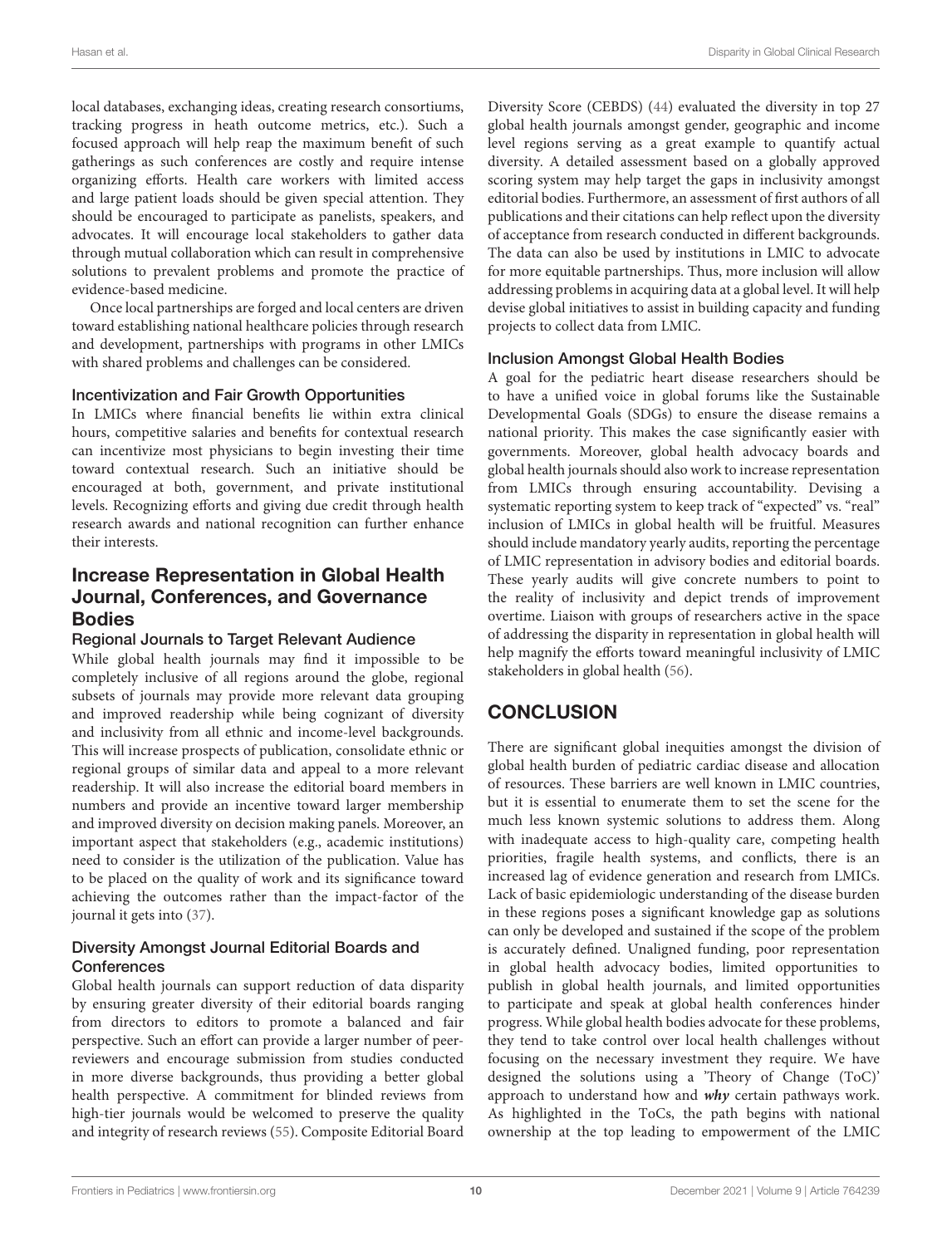local databases, exchanging ideas, creating research consortiums, tracking progress in heath outcome metrics, etc.). Such a focused approach will help reap the maximum benefit of such gatherings as such conferences are costly and require intense organizing efforts. Health care workers with limited access and large patient loads should be given special attention. They should be encouraged to participate as panelists, speakers, and advocates. It will encourage local stakeholders to gather data through mutual collaboration which can result in comprehensive solutions to prevalent problems and promote the practice of evidence-based medicine.

Once local partnerships are forged and local centers are driven toward establishing national healthcare policies through research and development, partnerships with programs in other LMICs with shared problems and challenges can be considered.

### Incentivization and Fair Growth Opportunities

In LMICs where financial benefits lie within extra clinical hours, competitive salaries and benefits for contextual research can incentivize most physicians to begin investing their time toward contextual research. Such an initiative should be encouraged at both, government, and private institutional levels. Recognizing efforts and giving due credit through health research awards and national recognition can further enhance their interests.

## Increase Representation in Global Health Journal, Conferences, and Governance Bodies

### Regional Journals to Target Relevant Audience

While global health journals may find it impossible to be completely inclusive of all regions around the globe, regional subsets of journals may provide more relevant data grouping and improved readership while being cognizant of diversity and inclusivity from all ethnic and income-level backgrounds. This will increase prospects of publication, consolidate ethnic or regional groups of similar data and appeal to a more relevant readership. It will also increase the editorial board members in numbers and provide an incentive toward larger membership and improved diversity on decision making panels. Moreover, an important aspect that stakeholders (e.g., academic institutions) need to consider is the utilization of the publication. Value has to be placed on the quality of work and its significance toward achieving the outcomes rather than the impact-factor of the journal it gets into (37).

### Diversity Amongst Journal Editorial Boards and Conferences

Global health journals can support reduction of data disparity by ensuring greater diversity of their editorial boards ranging from directors to editors to promote a balanced and fair perspective. Such an effort can provide a larger number of peer-reviewers and encourage submission from studies conducted in more diverse backgrounds, thus providing a better global health perspective. A commitment for blinded reviews from high-tier journals would be welcomed to preserve the quality and integrity of research reviews (55). Composite Editorial Board Diversity Score (CEBDS) (44) evaluated the diversity in top 27 global health journals amongst gender, geographic and income level regions serving as a great example to quantify actual diversity. A detailed assessment based on a globally approved scoring system may help target the gaps in inclusivity amongst editorial bodies. Furthermore, an assessment of first authors of all publications and their citations can help reflect upon the diversity of acceptance from research conducted in different backgrounds. The data can also be used by institutions in LMIC to advocate for more equitable partnerships. Thus, more inclusion will allow addressing problems in acquiring data at a global level. It will help devise global initiatives to assist in building capacity and funding projects to collect data from LMIC.

### Inclusion Amongst Global Health Bodies

A goal for the pediatric heart disease researchers should be to have a unified voice in global forums like the Sustainable Developmental Goals (SDGs) to ensure the disease remains a national priority. This makes the case significantly easier with governments. Moreover, global health advocacy boards and global health journals should also work to increase representation from LMICs through ensuring accountability. Devising a systematic reporting system to keep track of "expected" vs. "real" inclusion of LMICs in global health will be fruitful. Measures should include mandatory yearly audits, reporting the percentage of LMIC representation in advisory bodies and editorial boards. These yearly audits will give concrete numbers to point to the reality of inclusivity and depict trends of improvement overtime. Liaison with groups of researchers active in the space of addressing the disparity in representation in global health will help magnify the efforts toward meaningful inclusivity of LMIC stakeholders in global health (56).

# CONCLUSION

There are significant global inequities amongst the division of global health burden of pediatric cardiac disease and allocation of resources. These barriers are well known in LMIC countries, but it is essential to enumerate them to set the scene for the much less known systemic solutions to address them. Along with inadequate access to high-quality care, competing health priorities, fragile health systems, and conflicts, there is an increased lag of evidence generation and research from LMICs. Lack of basic epidemiologic understanding of the disease burden in these regions poses a significant knowledge gap as solutions can only be developed and sustained if the scope of the problem is accurately defined. Unaligned funding, poor representation in global health advocacy bodies, limited opportunities to publish in global health journals, and limited opportunities to participate and speak at global health conferences hinder progress. While global health bodies advocate for these problems, they tend to take control over local health challenges without focusing on the necessary investment they require. We have designed the solutions using a 'Theory of Change (ToC)' approach to understand how and ***why*** certain pathways work. As highlighted in the ToCs, the path begins with national ownership at the top leading to empowerment of the LMIC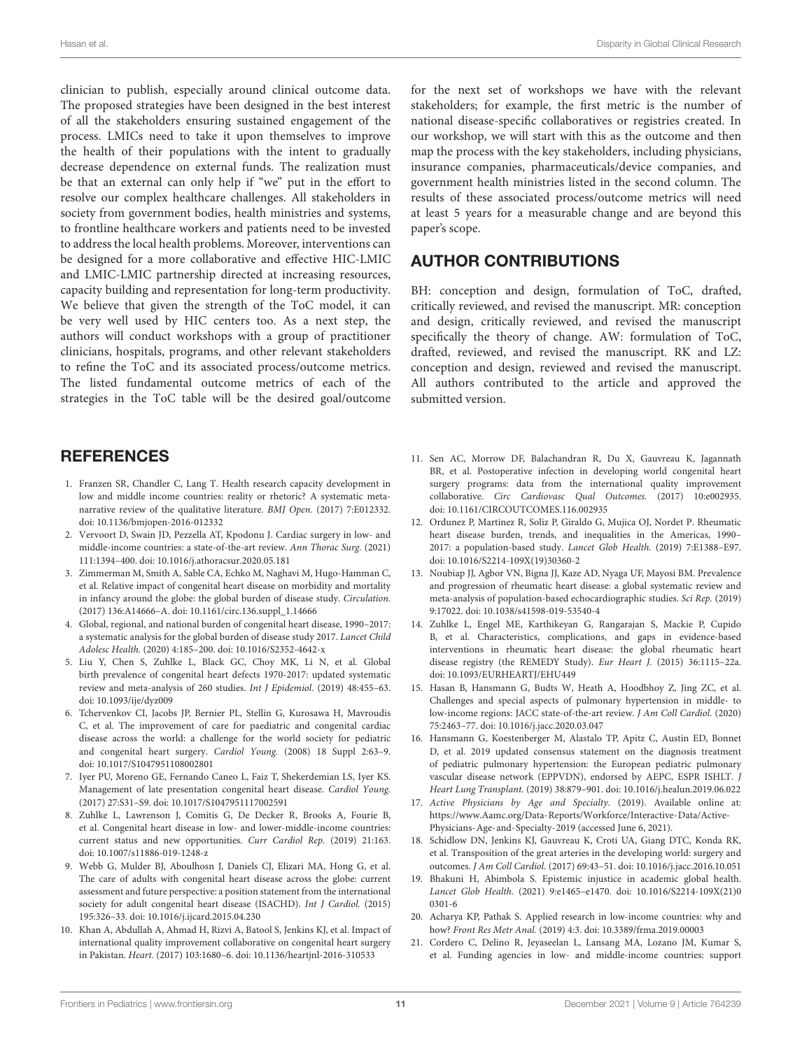clinician to publish, especially around clinical outcome data. The proposed strategies have been designed in the best interest of all the stakeholders ensuring sustained engagement of the process. LMICs need to take it upon themselves to improve the health of their populations with the intent to gradually decrease dependence on external funds. The realization must be that an external can only help if "we" put in the effort to resolve our complex healthcare challenges. All stakeholders in society from government bodies, health ministries and systems, to frontline healthcare workers and patients need to be invested to address the local health problems. Moreover, interventions can be designed for a more collaborative and effective HIC-LMIC and LMIC-LMIC partnership directed at increasing resources, capacity building and representation for long-term productivity. We believe that given the strength of the ToC model, it can be very well used by HIC centers too. As a next step, the authors will conduct workshops with a group of practitioner clinicians, hospitals, programs, and other relevant stakeholders to refine the ToC and its associated process/outcome metrics. The listed fundamental outcome metrics of each of the strategies in the ToC table will be the desired goal/outcome for the next set of workshops we have with the relevant stakeholders; for example, the first metric is the number of national disease-specific collaboratives or registries created. In our workshop, we will start with this as the outcome and then map the process with the key stakeholders, including physicians, insurance companies, pharmaceuticals/device companies, and government health ministries listed in the second column. The results of these associated process/outcome metrics will need at least 5 years for a measurable change and are beyond this paper's scope.

## AUTHOR CONTRIBUTIONS

BH: conception and design, formulation of ToC, drafted, critically reviewed, and revised the manuscript. MR: conception and design, critically reviewed, and revised the manuscript specifically the theory of change. AW: formulation of ToC, drafted, reviewed, and revised the manuscript. RK and LZ: conception and design, reviewed and revised the manuscript. All authors contributed to the article and approved the submitted version.

## REFERENCES

1. Franzen SR, Chandler C, Lang T. Health research capacity development in low and middle income countries: reality or rhetoric? A systematic meta-narrative review of the qualitative literature. *BMJ Open.* (2017) 7:E012332. doi: 10.1136/bmjopen-2016-012332
2. Vervoort D, Swain JD, Pezzella AT, Kpodonu J. Cardiac surgery in low- and middle-income countries: a state-of-the-art review. *Ann Thorac Surg.* (2021) 111:1394–400. doi: 10.1016/j.athoracsur.2020.05.181
3. Zimmerman M, Smith A, Sable CA, Echko M, Naghavi M, Hugo-Hamman C, et al. Relative impact of congenital heart disease on morbidity and mortality in infancy around the globe: the global burden of disease study. *Circulation.* (2017) 136:A14666–A. doi: 10.1161/circ.136.suppl_1.14666
4. Global, regional, and national burden of congenital heart disease, 1990–2017: a systematic analysis for the global burden of disease study 2017. *Lancet Child Adolesc Health.* (2020) 4:185–200. doi: 10.1016/S2352-4642-x
5. Liu Y, Chen S, Zuhlke L, Black GC, Choy MK, Li N, et al. Global birth prevalence of congenital heart defects 1970-2017: updated systematic review and meta-analysis of 260 studies. *Int J Epidemiol.* (2019) 48:455–63. doi: 10.1093/ije/dyz009
6. Tchervenkov CI, Jacobs JP, Bernier PL, Stellin G, Kurosawa H, Mavroudis C, et al. The improvement of care for paediatric and congenital cardiac disease across the world: a challenge for the world society for pediatric and congenital heart surgery. *Cardiol Young.* (2008) 18 Suppl 2:63–9. doi: 10.1017/S1047951108002801
7. Iyer PU, Moreno GE, Fernando Caneo L, Faiz T, Shekerdemian LS, Iyer KS. Management of late presentation congenital heart disease. *Cardiol Young.* (2017) 27:S31–S9. doi: 10.1017/S1047951117002591
8. Zuhlke L, Lawrenson J, Comitis G, De Decker R, Brooks A, Fourie B, et al. Congenital heart disease in low- and lower-middle-income countries: current status and new opportunities. *Curr Cardiol Rep.* (2019) 21:163. doi: 10.1007/s11886-019-1248-z
9. Webb G, Mulder BJ, Aboulhosn J, Daniels CJ, Elizari MA, Hong G, et al. The care of adults with congenital heart disease across the globe: current assessment and future perspective: a position statement from the international society for adult congenital heart disease (ISACHD). *Int J Cardiol.* (2015) 195:326–33. doi: 10.1016/j.ijcard.2015.04.230
10. Khan A, Abdullah A, Ahmad H, Rizvi A, Batool S, Jenkins KJ, et al. Impact of international quality improvement collaborative on congenital heart surgery in Pakistan. *Heart.* (2017) 103:1680–6. doi: 10.1136/heartjnl-2016-310533
11. Sen AC, Morrow DF, Balachandran R, Du X, Gauvreau K, Jagannath BR, et al. Postoperative infection in developing world congenital heart surgery programs: data from the international quality improvement collaborative. *Circ Cardiovasc Qual Outcomes.* (2017) 10:e002935. doi: 10.1161/CIRCOUTCOMES.116.002935
12. Ordunez P, Martinez R, Soliz P, Giraldo G, Mujica OJ, Nordet P. Rheumatic heart disease burden, trends, and inequalities in the Americas, 1990–2017: a population-based study. *Lancet Glob Health.* (2019) 7:E1388–E97. doi: 10.1016/S2214-109X(19)30360-2
13. Noubiap JJ, Agbor VN, Bigna JJ, Kaze AD, Nyaga UF, Mayosi BM. Prevalence and progression of rheumatic heart disease: a global systematic review and meta-analysis of population-based echocardiographic studies. *Sci Rep.* (2019) 9:17022. doi: 10.1038/s41598-019-53540-4
14. Zuhlke L, Engel ME, Karthikeyan G, Rangarajan S, Mackie P, Cupido B, et al. Characteristics, complications, and gaps in evidence-based interventions in rheumatic heart disease: the global rheumatic heart disease registry (the REMEDY Study). *Eur Heart J.* (2015) 36:1115–22a. doi: 10.1093/EURHEARTJ/EHU449
15. Hasan B, Hansmann G, Budts W, Heath A, Hoodbhoy Z, Jing ZC, et al. Challenges and special aspects of pulmonary hypertension in middle- to low-income regions: JACC state-of-the-art review. *J Am Coll Cardiol.* (2020) 75:2463–77. doi: 10.1016/j.jacc.2020.03.047
16. Hansmann G, Koestenberger M, Alastalo TP, Apitz C, Austin ED, Bonnet D, et al. 2019 updated consensus statement on the diagnosis treatment of pediatric pulmonary hypertension: the European pediatric pulmonary vascular disease network (EPPVDN), endorsed by AEPC, ESPR ISHLT. *J Heart Lung Transplant.* (2019) 38:879–901. doi: 10.1016/j.healun.2019.06.022
17. *Active Physicians by Age and Specialty.* (2019). Available online at: https://www.Aamc.org/Data-Reports/Workforce/Interactive-Data/Active-Physicians-Age-and-Specialty-2019 (accessed June 6, 2021).
18. Schidlow DN, Jenkins KJ, Gauvreau K, Croti UA, Giang DTC, Konda RK, et al. Transposition of the great arteries in the developing world: surgery and outcomes. *J Am Coll Cardiol.* (2017) 69:43–51. doi: 10.1016/j.jacc.2016.10.051
19. Bhakuni H, Abimbola S. Epistemic injustice in academic global health. *Lancet Glob Health.* (2021) 9:e1465–e1470. doi: 10.1016/S2214-109X(21)00301-6
20. Acharya KP, Pathak S. Applied research in low-income countries: why and how? *Front Res Metr Anal.* (2019) 4:3. doi: 10.3389/frma.2019.00003
21. Cordero C, Delino R, Jeyaseelan L, Lansang MA, Lozano JM, Kumar S, et al. Funding agencies in low- and middle-income countries: support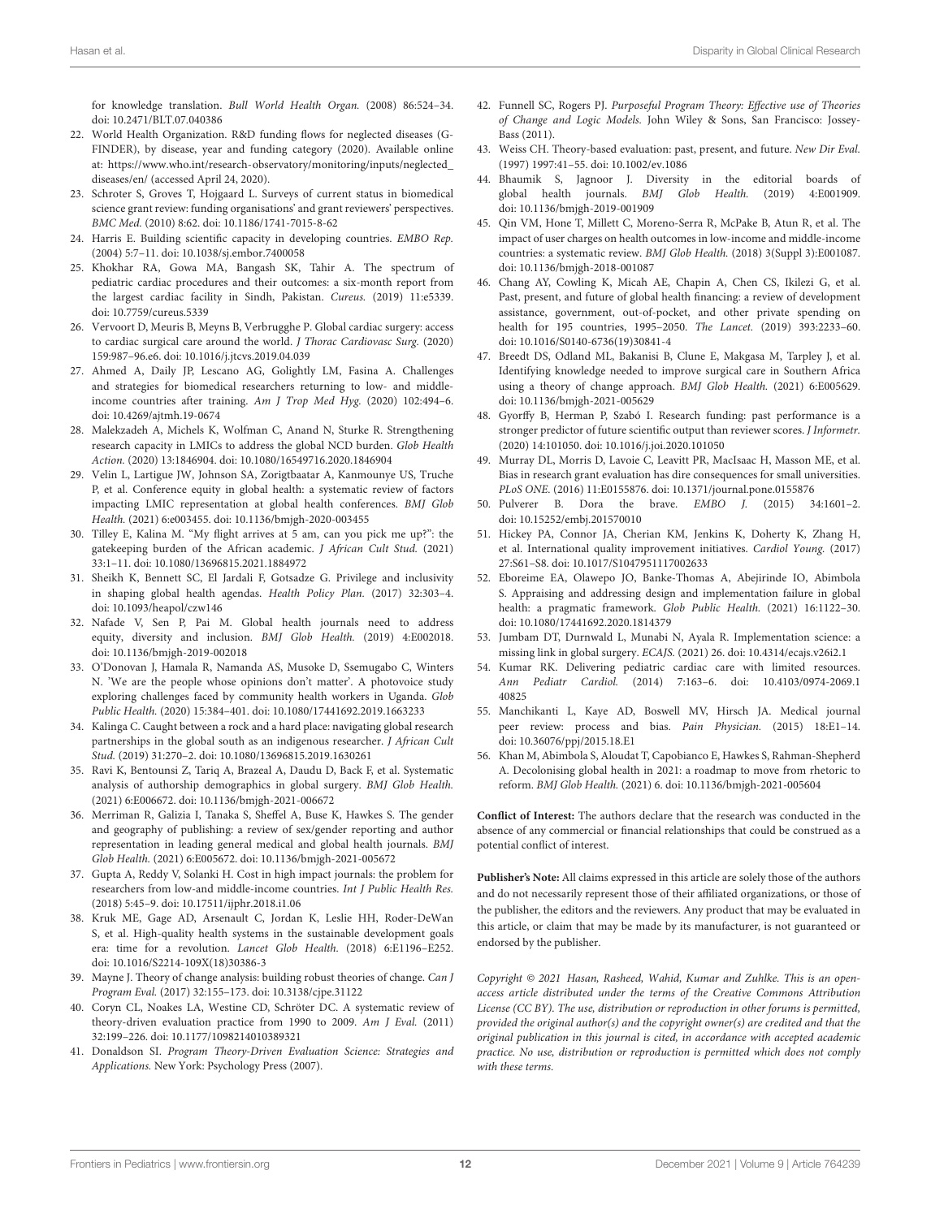for knowledge translation. *Bull World Health Organ.* (2008) 86:524–34. doi: 10.2471/BLT.07.040386

22. World Health Organization. R&D funding flows for neglected diseases (G-FINDER), by disease, year and funding category (2020). Available online at: https://www.who.int/research-observatory/monitoring/inputs/neglected_diseases/en/ (accessed April 24, 2020).
23. Schroter S, Groves T, Hojgaard L. Surveys of current status in biomedical science grant review: funding organisations' and grant reviewers' perspectives. *BMC Med.* (2010) 8:62. doi: 10.1186/1741-7015-8-62
24. Harris E. Building scientific capacity in developing countries. *EMBO Rep.* (2004) 5:7–11. doi: 10.1038/sj.embor.7400058
25. Khokhar RA, Gowa MA, Bangash SK, Tahir A. The spectrum of pediatric cardiac procedures and their outcomes: a six-month report from the largest cardiac facility in Sindh, Pakistan. *Cureus.* (2019) 11:e5339. doi: 10.7759/cureus.5339
26. Vervoort D, Meuris B, Meyns B, Verbrugghe P. Global cardiac surgery: access to cardiac surgical care around the world. *J Thorac Cardiovasc Surg.* (2020) 159:987–96.e6. doi: 10.1016/j.jtcvs.2019.04.039
27. Ahmed A, Daily JP, Lescano AG, Golightly LM, Fasina A. Challenges and strategies for biomedical researchers returning to low- and middle-income countries after training. *Am J Trop Med Hyg.* (2020) 102:494–6. doi: 10.4269/ajtmh.19-0674
28. Malekzadeh A, Michels K, Wolfman C, Anand N, Sturke R. Strengthening research capacity in LMICs to address the global NCD burden. *Glob Health Action.* (2020) 13:1846904. doi: 10.1080/16549716.2020.1846904
29. Velin L, Lartigue JW, Johnson SA, Zorigtbaatar A, Kanmounye US, Truche P, et al. Conference equity in global health: a systematic review of factors impacting LMIC representation at global health conferences. *BMJ Glob Health.* (2021) 6:e003455. doi: 10.1136/bmjgh-2020-003455
30. Tilley E, Kalina M. "My flight arrives at 5 am, can you pick me up?": the gatekeeping burden of the African academic. *J African Cult Stud.* (2021) 33:1–11. doi: 10.1080/13696815.2021.1884972
31. Sheikh K, Bennett SC, El Jardali F, Gotsadze G. Privilege and inclusivity in shaping global health agendas. *Health Policy Plan.* (2017) 32:303–4. doi: 10.1093/heapol/czw146
32. Nafade V, Sen P, Pai M. Global health journals need to address equity, diversity and inclusion. *BMJ Glob Health.* (2019) 4:E002018. doi: 10.1136/bmjgh-2019-002018
33. O'Donovan J, Hamala R, Namanda AS, Musoke D, Ssemugabo C, Winters N. 'We are the people whose opinions don't matter'. A photovoice study exploring challenges faced by community health workers in Uganda. *Glob Public Health.* (2020) 15:384–401. doi: 10.1080/17441692.2019.1663233
34. Kalinga C. Caught between a rock and a hard place: navigating global research partnerships in the global south as an indigenous researcher. *J African Cult Stud.* (2019) 31:270–2. doi: 10.1080/13696815.2019.1630261
35. Ravi K, Bentounsi Z, Tariq A, Brazeal A, Daudu D, Back F, et al. Systematic analysis of authorship demographics in global surgery. *BMJ Glob Health.* (2021) 6:E006672. doi: 10.1136/bmjgh-2021-006672
36. Merriman R, Galizia I, Tanaka S, Sheffel A, Buse K, Hawkes S. The gender and geography of publishing: a review of sex/gender reporting and author representation in leading general medical and global health journals. *BMJ Glob Health.* (2021) 6:E005672. doi: 10.1136/bmjgh-2021-005672
37. Gupta A, Reddy V, Solanki H. Cost in high impact journals: the problem for researchers from low-and middle-income countries. *Int J Public Health Res.* (2018) 5:45–9. doi: 10.17511/ijphr.2018.i1.06
38. Kruk ME, Gage AD, Arsenault C, Jordan K, Leslie HH, Roder-DeWan S, et al. High-quality health systems in the sustainable development goals era: time for a revolution. *Lancet Glob Health.* (2018) 6:E1196–E252. doi: 10.1016/S2214-109X(18)30386-3
39. Mayne J. Theory of change analysis: building robust theories of change. *Can J Program Eval.* (2017) 32:155–173. doi: 10.3138/cjpe.31122
40. Coryn CL, Noakes LA, Westine CD, Schröter DC. A systematic review of theory-driven evaluation practice from 1990 to 2009. *Am J Eval.* (2011) 32:199–226. doi: 10.1177/1098214010389321
41. Donaldson SI. *Program Theory-Driven Evaluation Science: Strategies and Applications.* New York: Psychology Press (2007).
42. Funnell SC, Rogers PJ. *Purposeful Program Theory: Effective use of Theories of Change and Logic Models.* John Wiley & Sons, San Francisco: Jossey-Bass (2011).
43. Weiss CH. Theory-based evaluation: past, present, and future. *New Dir Eval.* (1997) 1997:41–55. doi: 10.1002/ev.1086
44. Bhaumik S, Jagnoor J. Diversity in the editorial boards of global health journals. *BMJ Glob Health.* (2019) 4:E001909. doi: 10.1136/bmjgh-2019-001909
45. Qin VM, Hone T, Millett C, Moreno-Serra R, McPake B, Atun R, et al. The impact of user charges on health outcomes in low-income and middle-income countries: a systematic review. *BMJ Glob Health.* (2018) 3(Suppl 3):E001087. doi: 10.1136/bmjgh-2018-001087
46. Chang AY, Cowling K, Micah AE, Chapin A, Chen CS, Ikilezi G, et al. Past, present, and future of global health financing: a review of development assistance, government, out-of-pocket, and other private spending on health for 195 countries, 1995–2050. *The Lancet.* (2019) 393:2233–60. doi: 10.1016/S0140-6736(19)30841-4
47. Breedt DS, Odland ML, Bakanisi B, Clune E, Makgasa M, Tarpley J, et al. Identifying knowledge needed to improve surgical care in Southern Africa using a theory of change approach. *BMJ Glob Health.* (2021) 6:E005629. doi: 10.1136/bmjgh-2021-005629
48. Gyorffy B, Herman P, Szabó I. Research funding: past performance is a stronger predictor of future scientific output than reviewer scores. *J Informetr.* (2020) 14:101050. doi: 10.1016/j.joi.2020.101050
49. Murray DL, Morris D, Lavoie C, Leavitt PR, MacIsaac H, Masson ME, et al. Bias in research grant evaluation has dire consequences for small universities. *PLoS ONE.* (2016) 11:E0155876. doi: 10.1371/journal.pone.0155876
50. Pulverer B. Dora the brave. *EMBO J.* (2015) 34:1601–2. doi: 10.15252/embj.201570010
51. Hickey PA, Connor JA, Cherian KM, Jenkins K, Doherty K, Zhang H, et al. International quality improvement initiatives. *Cardiol Young.* (2017) 27:S61–S8. doi: 10.1017/S1047951117002633
52. Eboreime EA, Olawepo JO, Banke-Thomas A, Abejirinde IO, Abimbola S. Appraising and addressing design and implementation failure in global health: a pragmatic framework. *Glob Public Health.* (2021) 16:1122–30. doi: 10.1080/17441692.2020.1814379
53. Jumbam DT, Durnwald L, Munabi N, Ayala R. Implementation science: a missing link in global surgery. *ECAJS.* (2021) 26. doi: 10.4314/ecajs.v26i2.1
54. Kumar RK. Delivering pediatric cardiac care with limited resources. *Ann Pediatr Cardiol.* (2014) 7:163–6. doi: 10.4103/0974-2069.140825
55. Manchikanti L, Kaye AD, Boswell MV, Hirsch JA. Medical journal peer review: process and bias. *Pain Physician.* (2015) 18:E1–14. doi: 10.36076/ppj/2015.18.E1
56. Khan M, Abimbola S, Aloudat T, Capobianco E, Hawkes S, Rahman-Shepherd A. Decolonising global health in 2021: a roadmap to move from rhetoric to reform. *BMJ Glob Health.* (2021) 6. doi: 10.1136/bmjgh-2021-005604

**Conflict of Interest:** The authors declare that the research was conducted in the absence of any commercial or financial relationships that could be construed as a potential conflict of interest.

**Publisher's Note:** All claims expressed in this article are solely those of the authors and do not necessarily represent those of their affiliated organizations, or those of the publisher, the editors and the reviewers. Any product that may be evaluated in this article, or claim that may be made by its manufacturer, is not guaranteed or endorsed by the publisher.

*Copyright © 2021 Hasan, Rasheed, Wahid, Kumar and Zuhlke. This is an open-access article distributed under the terms of the Creative Commons Attribution License (CC BY). The use, distribution or reproduction in other forums is permitted, provided the original author(s) and the copyright owner(s) are credited and that the original publication in this journal is cited, in accordance with accepted academic practice. No use, distribution or reproduction is permitted which does not comply with these terms.*